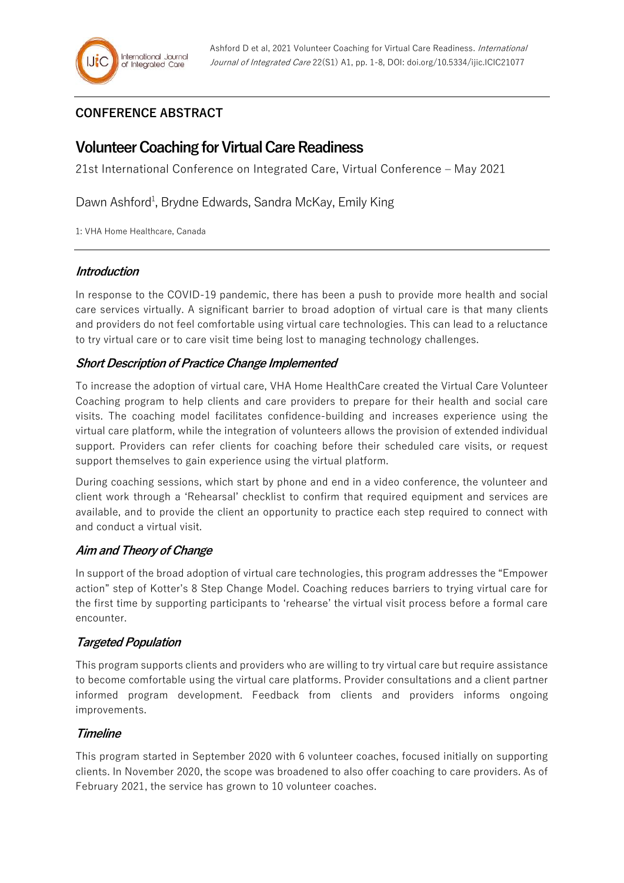## CONFERENCE ABSTRACT

# Volunteer Coaching for Virtual Care Readiness

21st International Conference on Integrated Care, Virtual Conference – May 2021

Dawn Ashford[1], Brydne Edwards, Sandra McKay, Emily King

1: VHA Home Healthcare, Canada

### *Introduction*

In response to the COVID-19 pandemic, there has been a push to provide more health and social care services virtually. A significant barrier to broad adoption of virtual care is that many clients and providers do not feel comfortable using virtual care technologies. This can lead to a reluctance to try virtual care or to care visit time being lost to managing technology challenges.

### *Short Description of Practice Change Implemented*

To increase the adoption of virtual care, VHA Home HealthCare created the Virtual Care Volunteer Coaching program to help clients and care providers to prepare for their health and social care visits. The coaching model facilitates confidence-building and increases experience using the virtual care platform, while the integration of volunteers allows the provision of extended individual support. Providers can refer clients for coaching before their scheduled care visits, or request support themselves to gain experience using the virtual platform.

During coaching sessions, which start by phone and end in a video conference, the volunteer and client work through a 'Rehearsal' checklist to confirm that required equipment and services are available, and to provide the client an opportunity to practice each step required to connect with and conduct a virtual visit.

### *Aim and Theory of Change*

In support of the broad adoption of virtual care technologies, this program addresses the "Empower action" step of Kotter's 8 Step Change Model. Coaching reduces barriers to trying virtual care for the first time by supporting participants to 'rehearse' the virtual visit process before a formal care encounter.

### *Targeted Population*

This program supports clients and providers who are willing to try virtual care but require assistance to become comfortable using the virtual care platforms. Provider consultations and a client partner informed program development. Feedback from clients and providers informs ongoing improvements.

### *Timeline*

This program started in September 2020 with 6 volunteer coaches, focused initially on supporting clients. In November 2020, the scope was broadened to also offer coaching to care providers. As of February 2021, the service has grown to 10 volunteer coaches.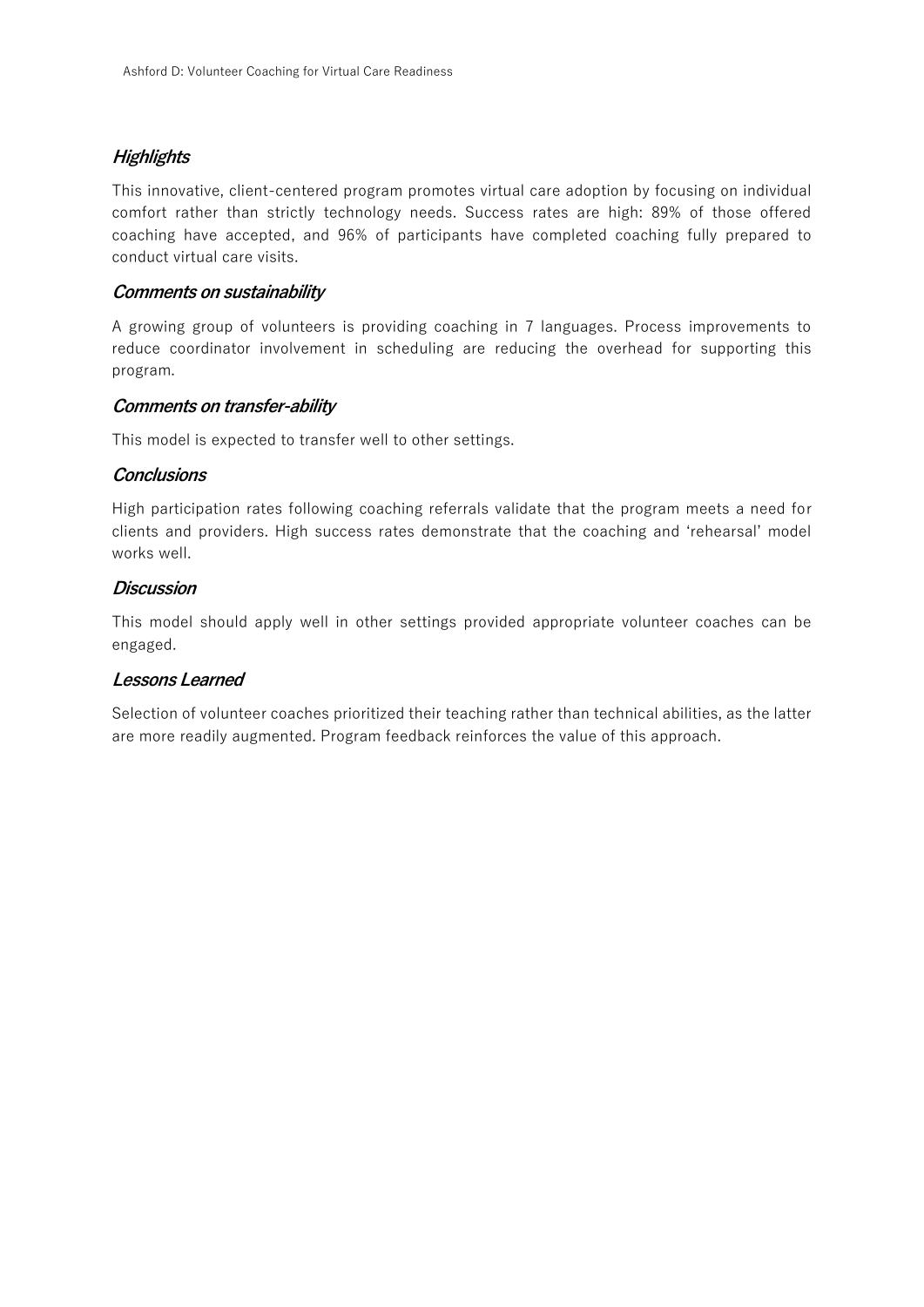### *Highlights*

This innovative, client-centered program promotes virtual care adoption by focusing on individual comfort rather than strictly technology needs. Success rates are high: 89% of those offered coaching have accepted, and 96% of participants have completed coaching fully prepared to conduct virtual care visits.

### *Comments on sustainability*

A growing group of volunteers is providing coaching in 7 languages. Process improvements to reduce coordinator involvement in scheduling are reducing the overhead for supporting this program.

### *Comments on transfer-ability*

This model is expected to transfer well to other settings.

### *Conclusions*

High participation rates following coaching referrals validate that the program meets a need for clients and providers. High success rates demonstrate that the coaching and 'rehearsal' model works well.

### *Discussion*

This model should apply well in other settings provided appropriate volunteer coaches can be engaged.

### *Lessons Learned*

Selection of volunteer coaches prioritized their teaching rather than technical abilities, as the latter are more readily augmented. Program feedback reinforces the value of this approach.